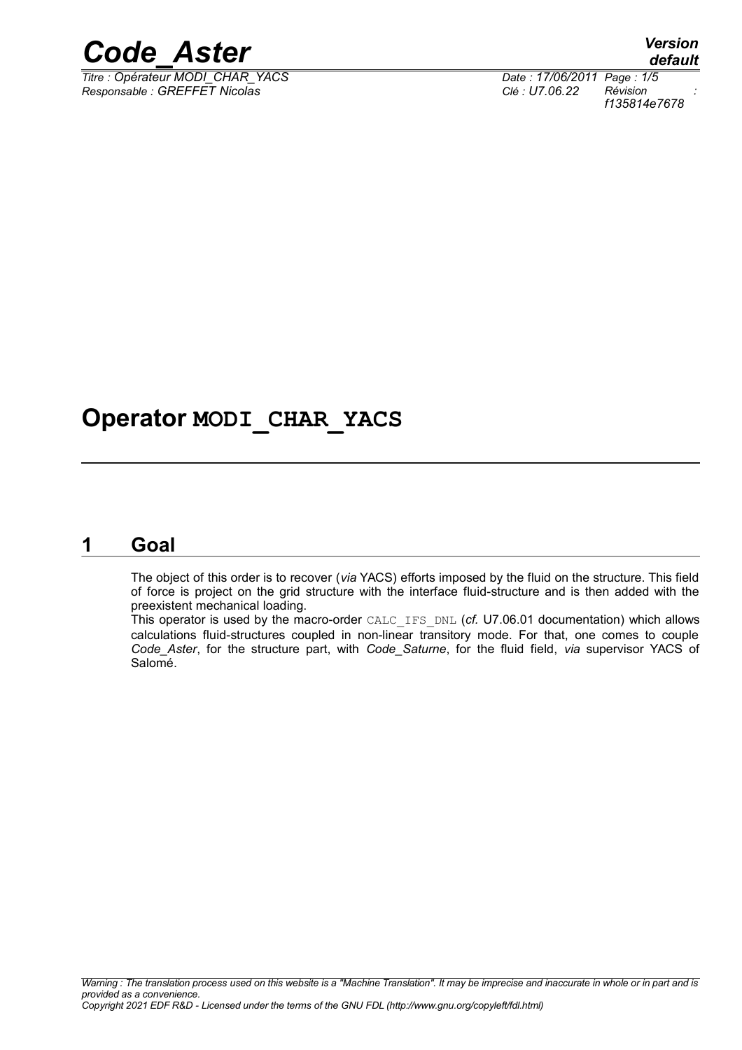# Operator MODI_CHAR_YACS

## 1 Goal

The object of this order is to recover (*via* YACS) efforts imposed by the fluid on the structure. This field of force is project on the grid structure with the interface fluid-structure and is then added with the preexistent mechanical loading.

This operator is used by the macro-order CALC_IFS_DNL (*cf.* U7.06.01 documentation) which allows calculations fluid-structures coupled in non-linear transitory mode. For that, one comes to couple *Code_Aster*, for the structure part, with *Code_Saturne*, for the fluid field, *via* supervisor YACS of Salomé.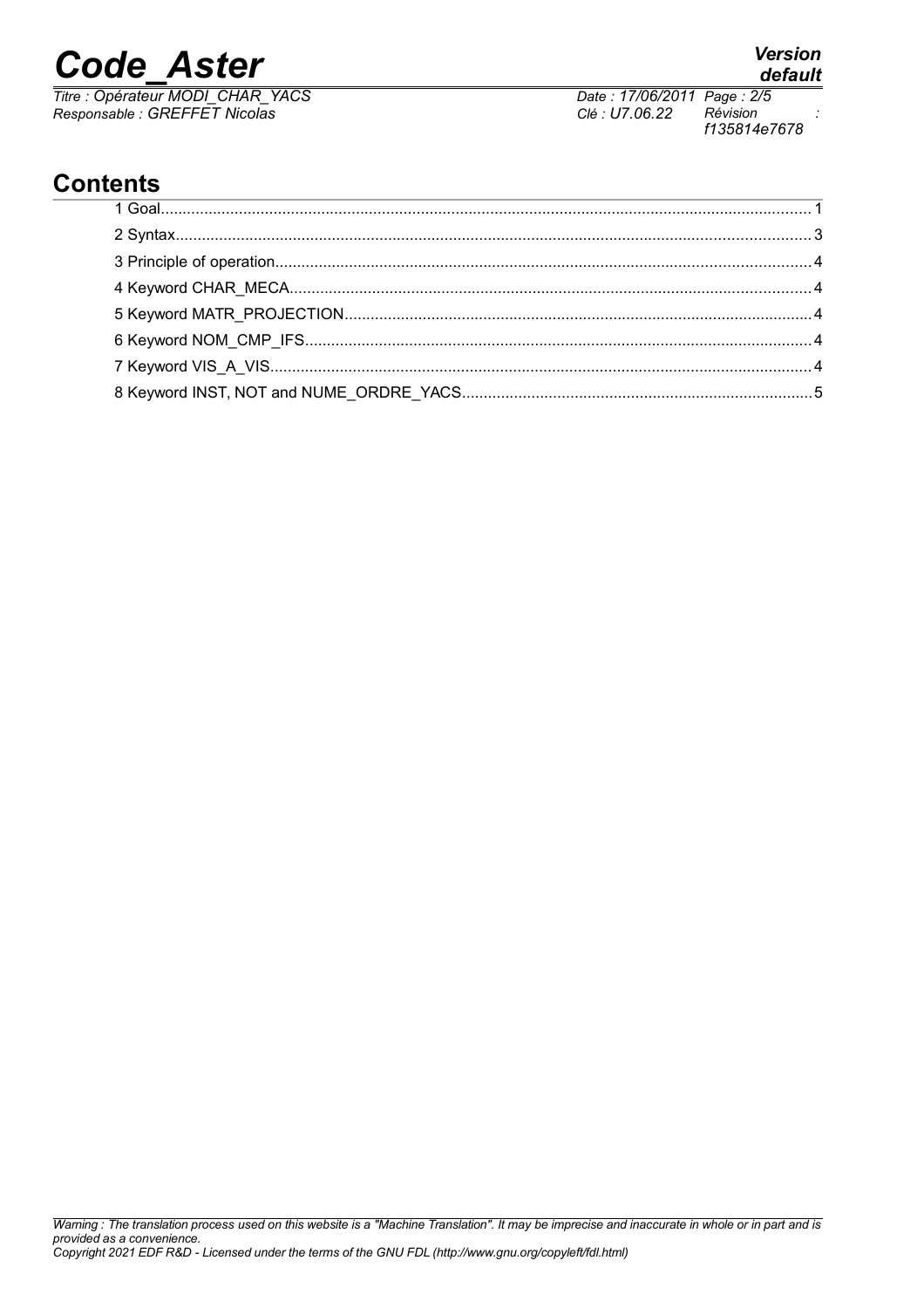## Contents

1 Goal....1
2 Syntax....3
3 Principle of operation....4
4 Keyword CHAR_MECA....4
5 Keyword MATR_PROJECTION....4
6 Keyword NOM_CMP_IFS....4
7 Keyword VIS_A_VIS....4
8 Keyword INST, NOT and NUME_ORDRE_YACS....5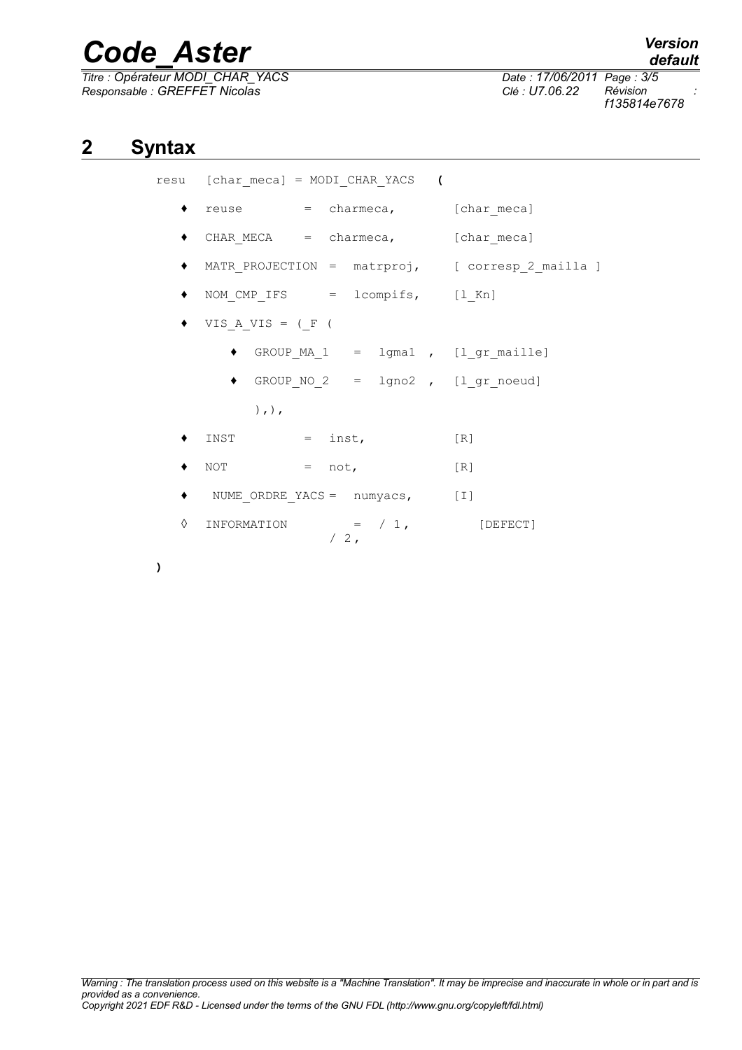## 2 Syntax

```
resu   [char_meca] = MODI_CHAR_YACS   (

    ♦  reuse        =  charmeca,        [char_meca]

    ♦  CHAR_MECA    =  charmeca,        [char_meca]

    ♦  MATR_PROJECTION  =  matrproj,    [ corresp_2_mailla ]

    ♦  NOM_CMP_IFS      =  lcompifs,    [l_Kn]

    ♦  VIS_A_VIS = (_F (

        ♦  GROUP_MA_1   =  lgma1 ,  [l_gr_maille]

        ♦  GROUP_NO_2   =  lgno2 ,  [l_gr_noeud]

           ),),

    ♦  INST         =  inst,            [R]

    ♦  NOT          =  not,             [R]

    ♦   NUME_ORDRE_YACS =  numyacs,     [I]

    ◊  INFORMATION        =  / 1,           [DEFECT]
                             / 2,

)
```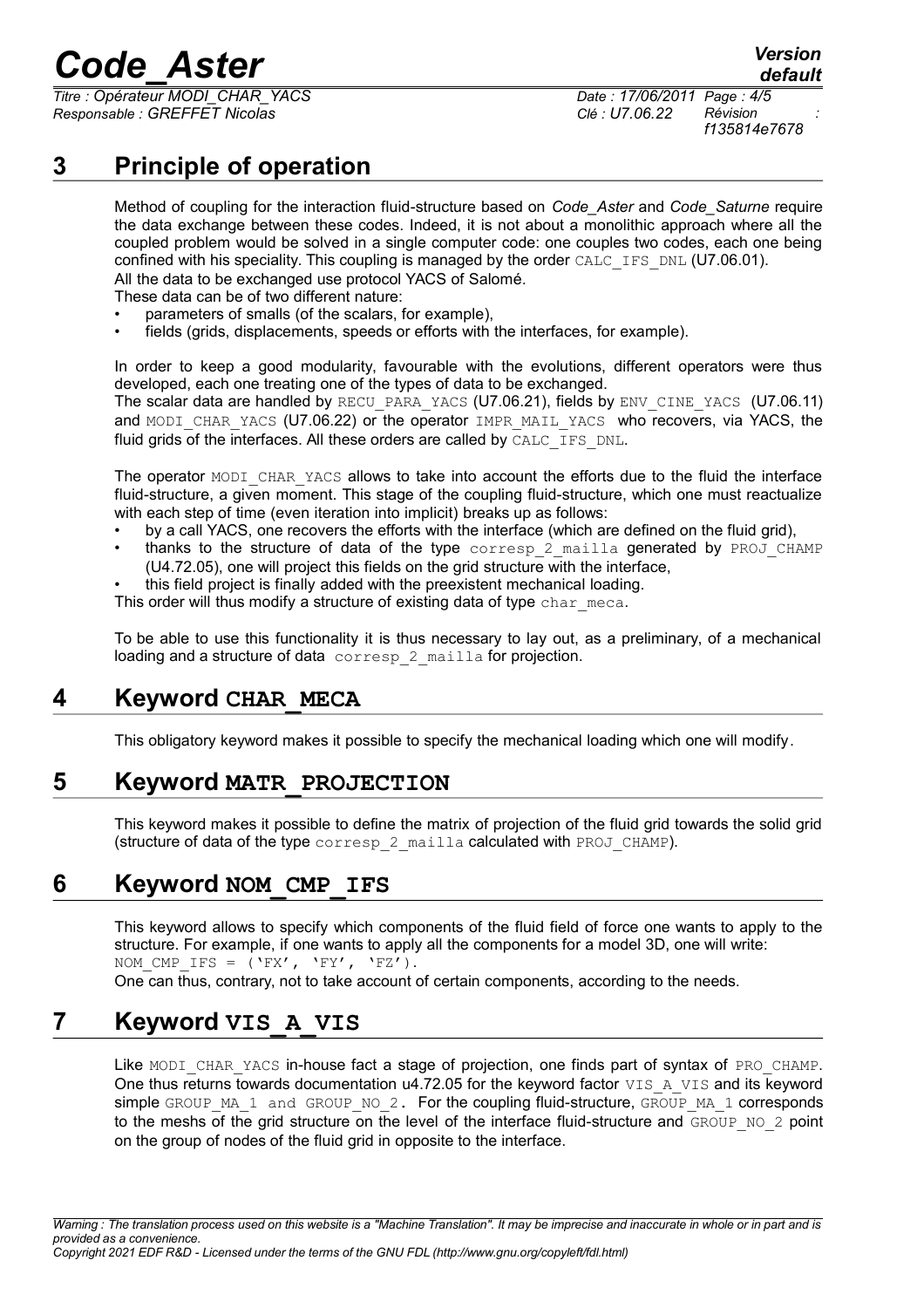## 3 Principle of operation

Method of coupling for the interaction fluid-structure based on *Code_Aster* and *Code_Saturne* require the data exchange between these codes. Indeed, it is not about a monolithic approach where all the coupled problem would be solved in a single computer code: one couples two codes, each one being confined with his speciality. This coupling is managed by the order CALC_IFS_DNL (U7.06.01).
All the data to be exchanged use protocol YACS of Salomé.
These data can be of two different nature:

- parameters of smalls (of the scalars, for example),
- fields (grids, displacements, speeds or efforts with the interfaces, for example).

In order to keep a good modularity, favourable with the evolutions, different operators were thus developed, each one treating one of the types of data to be exchanged.
The scalar data are handled by RECU_PARA_YACS (U7.06.21), fields by ENV_CINE_YACS (U7.06.11) and MODI_CHAR_YACS (U7.06.22) or the operator IMPR_MAIL_YACS who recovers, via YACS, the fluid grids of the interfaces. All these orders are called by CALC_IFS_DNL.

The operator MODI_CHAR_YACS allows to take into account the efforts due to the fluid the interface fluid-structure, a given moment. This stage of the coupling fluid-structure, which one must reactualize with each step of time (even iteration into implicit) breaks up as follows:

- by a call YACS, one recovers the efforts with the interface (which are defined on the fluid grid),
- thanks to the structure of data of the type corresp_2_mailla generated by PROJ_CHAMP (U4.72.05), one will project this fields on the grid structure with the interface,
- this field project is finally added with the preexistent mechanical loading.

This order will thus modify a structure of existing data of type char_meca.

To be able to use this functionality it is thus necessary to lay out, as a preliminary, of a mechanical loading and a structure of data corresp_2_mailla for projection.

## 4 Keyword CHAR_MECA

This obligatory keyword makes it possible to specify the mechanical loading which one will modify.

## 5 Keyword MATR_PROJECTION

This keyword makes it possible to define the matrix of projection of the fluid grid towards the solid grid (structure of data of the type corresp_2_mailla calculated with PROJ_CHAMP).

## 6 Keyword NOM_CMP_IFS

This keyword allows to specify which components of the fluid field of force one wants to apply to the structure. For example, if one wants to apply all the components for a model 3D, one will write:
NOM_CMP_IFS = ('FX', 'FY', 'FZ').
One can thus, contrary, not to take account of certain components, according to the needs.

## 7 Keyword VIS_A_VIS

Like MODI_CHAR_YACS in-house fact a stage of projection, one finds part of syntax of PRO_CHAMP. One thus returns towards documentation u4.72.05 for the keyword factor VIS_A_VIS and its keyword simple GROUP_MA_1 and GROUP_NO_2. For the coupling fluid-structure, GROUP_MA_1 corresponds to the meshs of the grid structure on the level of the interface fluid-structure and GROUP_NO_2 point on the group of nodes of the fluid grid in opposite to the interface.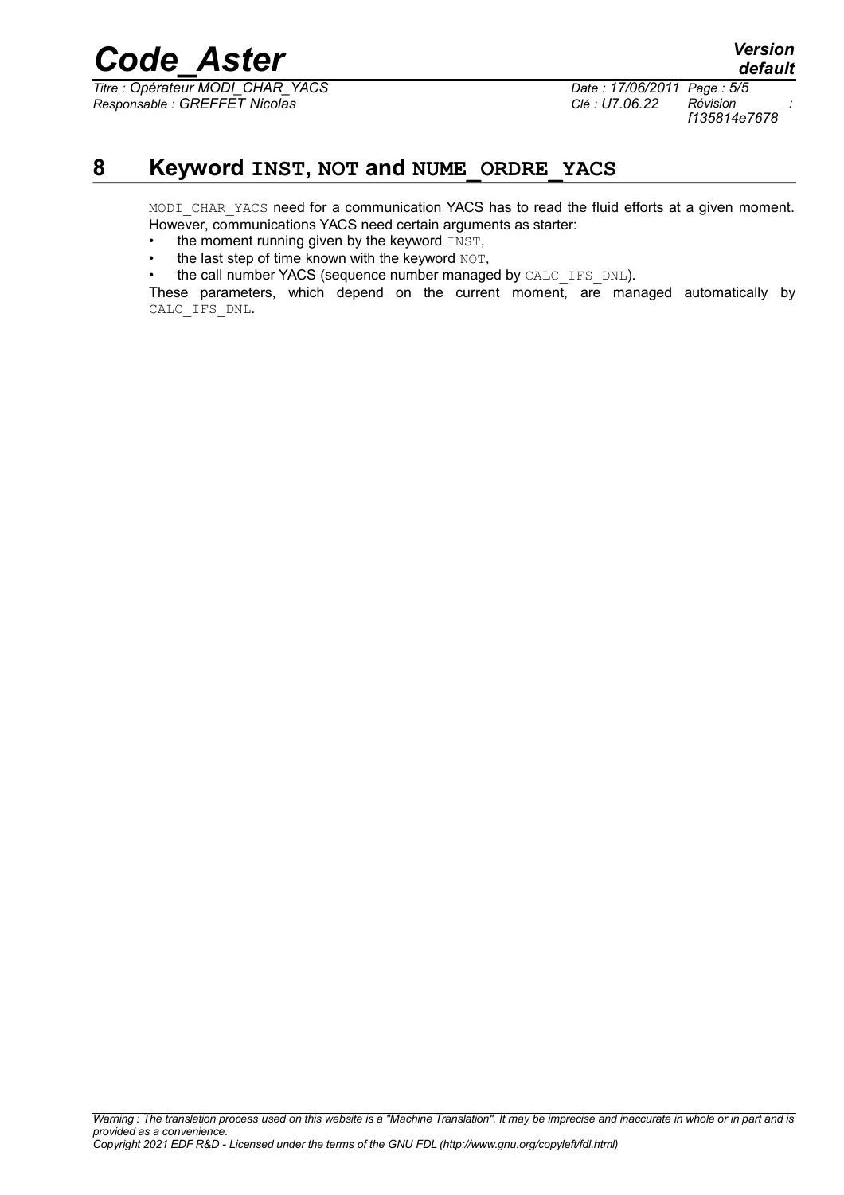# 8 Keyword INST, NOT and NUME_ORDRE_YACS

MODI_CHAR_YACS need for a communication YACS has to read the fluid efforts at a given moment. However, communications YACS need certain arguments as starter:

- the moment running given by the keyword INST,
- the last step of time known with the keyword NOT,
- the call number YACS (sequence number managed by CALC_IFS_DNL).

These parameters, which depend on the current moment, are managed automatically by CALC_IFS_DNL.